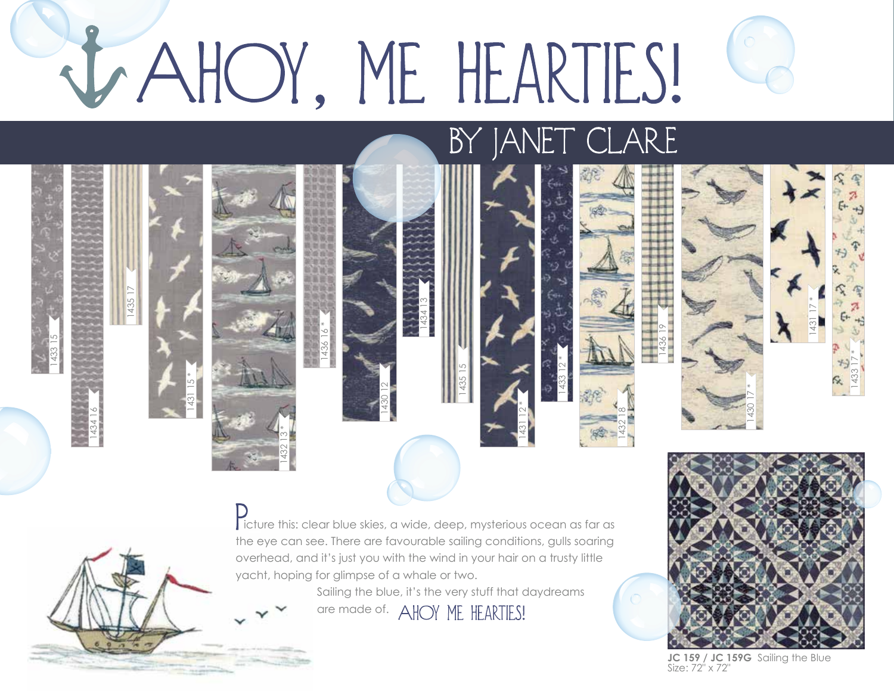# AHOY, ME HEARTIES!

## BY JANET CLARE

1433 15

1434 16

1435 17

1431 15 *

1432 13 *

1436 16 *

1430 12

1434 13

1435 15

1431 12 *

1433 12 *

1432 18

1436 19

1430 17 *

1431 17 *

1433 17 *

Picture this: clear blue skies, a wide, deep, mysterious ocean as far as the eye can see. There are favourable sailing conditions, gulls soaring overhead, and it's just you with the wind in your hair on a trusty little yacht, hoping for glimpse of a whale or two.

Sailing the blue, it's the very stuff that daydreams are made of. AHOY ME HEARTIES!

**JC 159 / JC 159G** Sailing the Blue
Size: 72" x 72"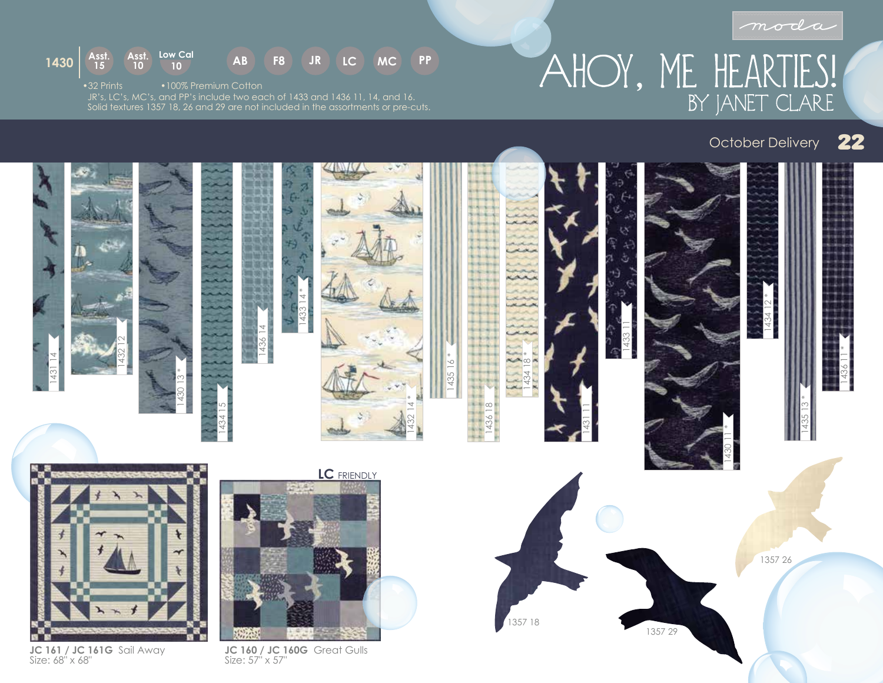moda

# AHOY, ME HEARTIES!

## BY JANET CLARE

1430 | Asst. 15 | Asst. 10 | Low Cal 10 | AB | F8 | JR | LC | MC | PP

•32 Prints •100% Premium Cotton

JR's, LC's, MC's, and PP's include two each of 1433 and 1436 11, 14, and 16.
Solid textures 1357 18, 26 and 29 are not included in the assortments or pre-cuts.

October Delivery

1431 14

1432 12

1430 13 *

1434 15

1436 14

1433 14 *

1432 14 *

1435 16 *

1436 18

1434 18 *

1431 11

1433 11

1430 11 *

1434 12 *

1435 13 *

1436 11 *

LC FRIENDLY

**JC 161 / JC 161G** Sail Away
Size: 68" x 68"

**JC 160 / JC 160G** Great Gulls
Size: 57" x 57"

1357 18

1357 29

1357 26